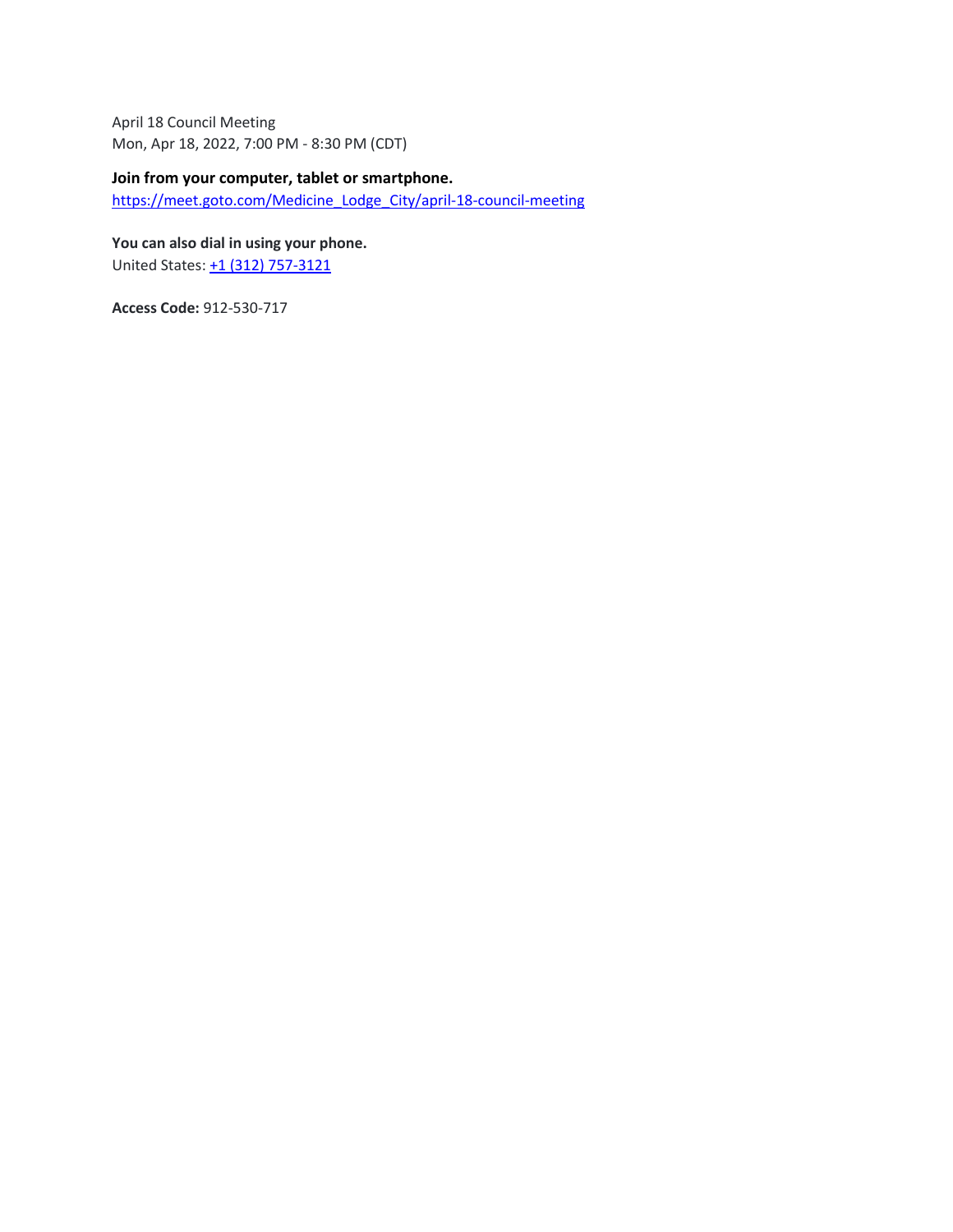April 18 Council Meeting
Mon, Apr 18, 2022, 7:00 PM - 8:30 PM (CDT)

**Join from your computer, tablet or smartphone.**
https://meet.goto.com/Medicine_Lodge_City/april-18-council-meeting

**You can also dial in using your phone.**
United States: +1 (312) 757-3121

**Access Code:** 912-530-717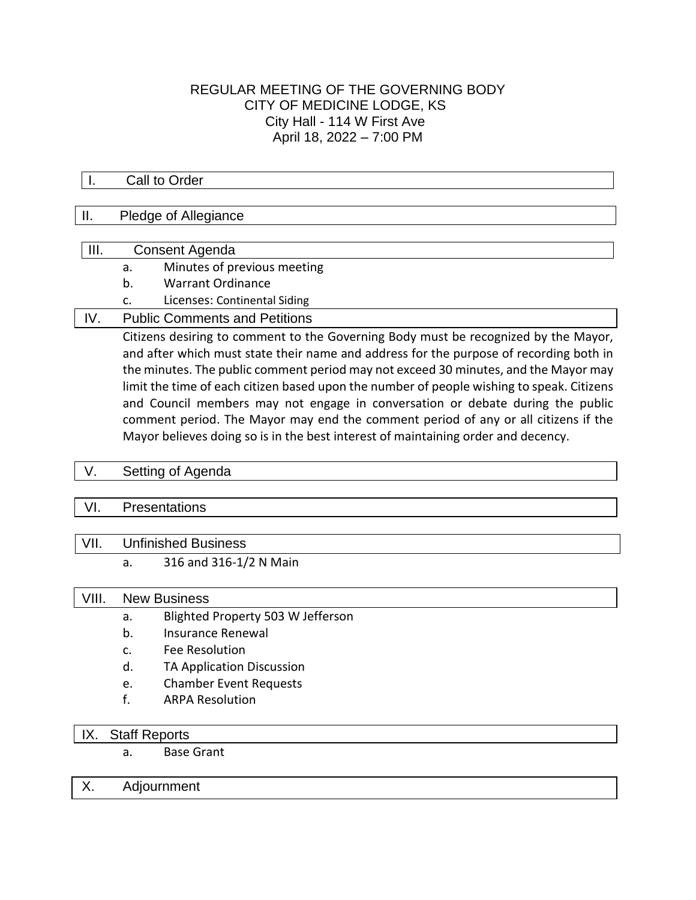# REGULAR MEETING OF THE GOVERNING BODY
## CITY OF MEDICINE LODGE, KS
City Hall - 114 W First Ave
April 18, 2022 – 7:00 PM

## I. Call to Order

## II. Pledge of Allegiance

## III. Consent Agenda

a. Minutes of previous meeting
b. Warrant Ordinance
c. Licenses: Continental Siding

## IV. Public Comments and Petitions

Citizens desiring to comment to the Governing Body must be recognized by the Mayor, and after which must state their name and address for the purpose of recording both in the minutes. The public comment period may not exceed 30 minutes, and the Mayor may limit the time of each citizen based upon the number of people wishing to speak. Citizens and Council members may not engage in conversation or debate during the public comment period. The Mayor may end the comment period of any or all citizens if the Mayor believes doing so is in the best interest of maintaining order and decency.

## V. Setting of Agenda

## VI. Presentations

## VII. Unfinished Business

a. 316 and 316-1/2 N Main

## VIII. New Business

a. Blighted Property 503 W Jefferson
b. Insurance Renewal
c. Fee Resolution
d. TA Application Discussion
e. Chamber Event Requests
f. ARPA Resolution

## IX. Staff Reports

a. Base Grant

## X. Adjournment